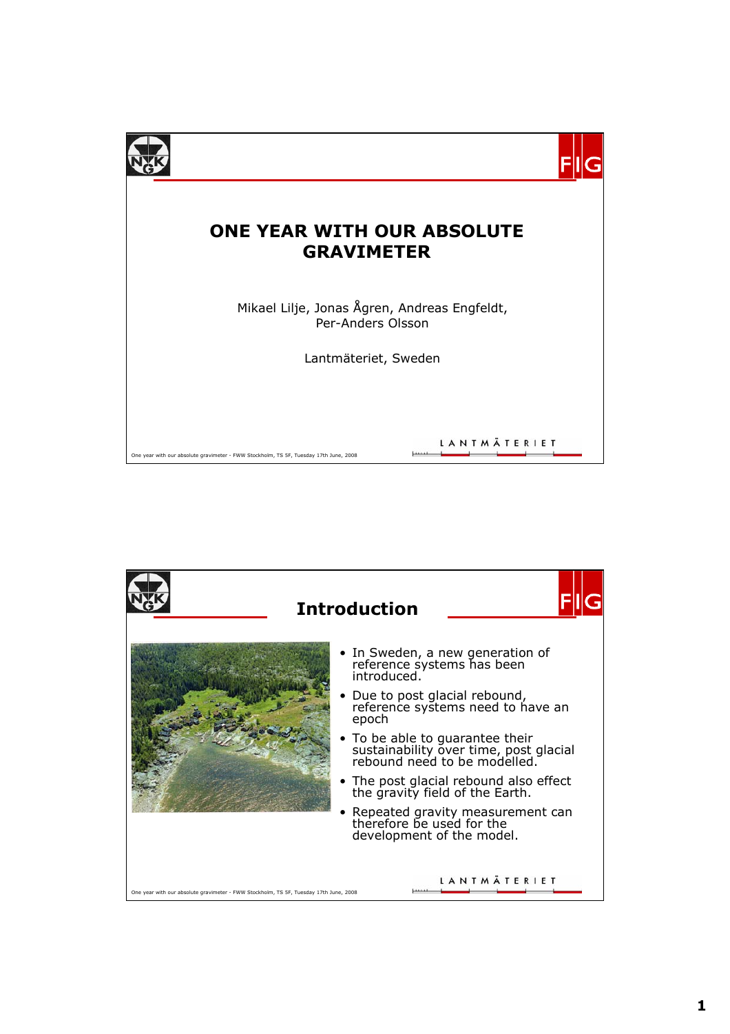# ONE YEAR WITH OUR ABSOLUTE GRAVIMETER

Mikael Lilje, Jonas Ågren, Andreas Engfeldt, Per-Anders Olsson

Lantmäteriet, Sweden

## Introduction

- In Sweden, a new generation of reference systems has been introduced.
- Due to post glacial rebound, reference systems need to have an epoch
- To be able to guarantee their sustainability over time, post glacial rebound need to be modelled.
- The post glacial rebound also effect the gravity field of the Earth.
- Repeated gravity measurement can therefore be used for the development of the model.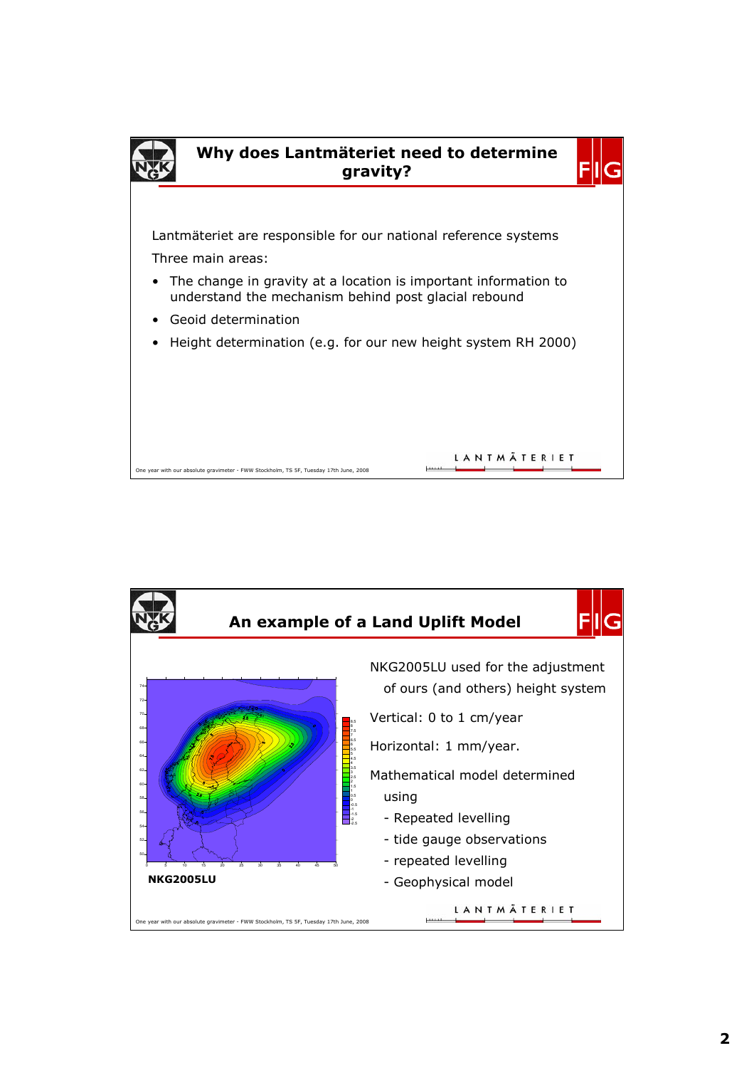## Why does Lantmäteriet need to determine gravity?

Lantmäteriet are responsible for our national reference systems

Three main areas:

- The change in gravity at a location is important information to understand the mechanism behind post glacial rebound
- Geoid determination
- Height determination (e.g. for our new height system RH 2000)

## An example of a Land Uplift Model

**NKG2005LU**

NKG2005LU used for the adjustment of ours (and others) height system

Vertical: 0 to 1 cm/year

Horizontal: 1 mm/year.

Mathematical model determined using

- Repeated levelling
- tide gauge observations
- repeated levelling
- Geophysical model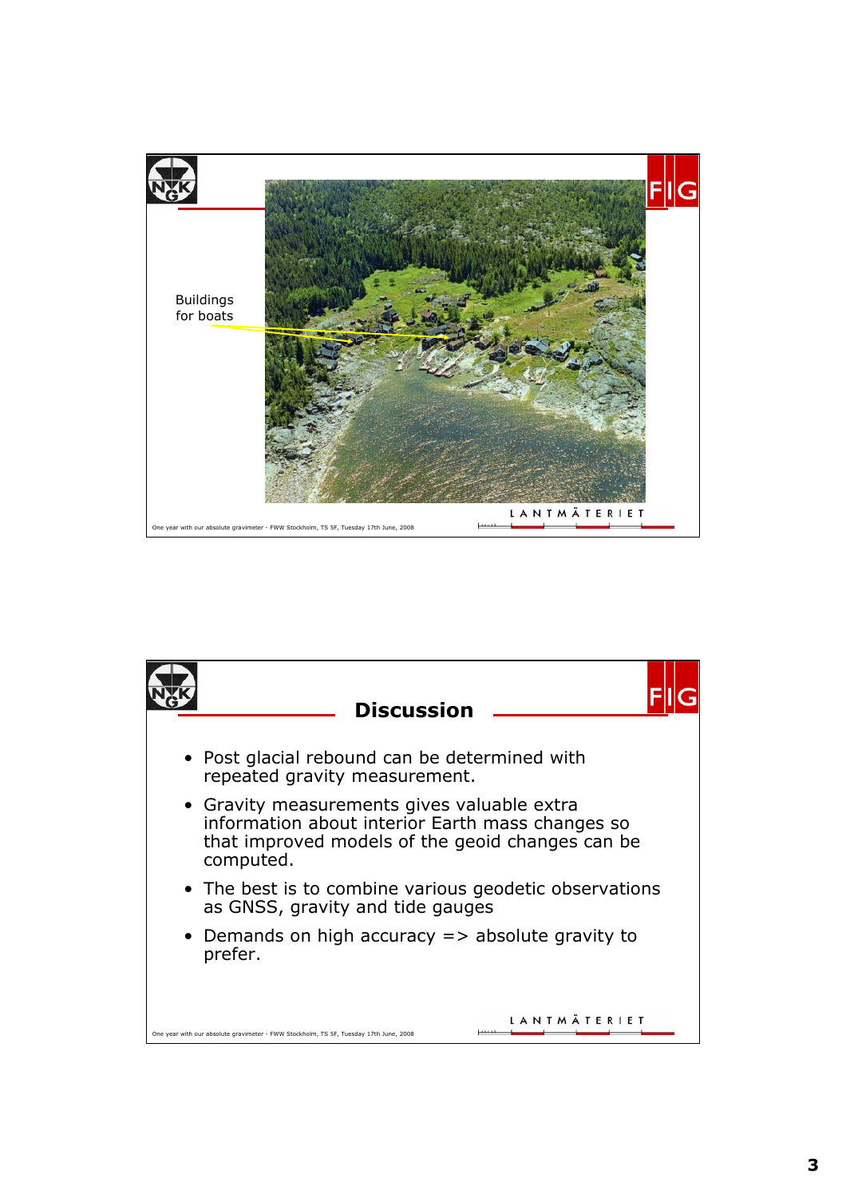Buildings for boats

## Discussion

- Post glacial rebound can be determined with repeated gravity measurement.
- Gravity measurements gives valuable extra information about interior Earth mass changes so that improved models of the geoid changes can be computed.
- The best is to combine various geodetic observations as GNSS, gravity and tide gauges
- Demands on high accuracy => absolute gravity to prefer.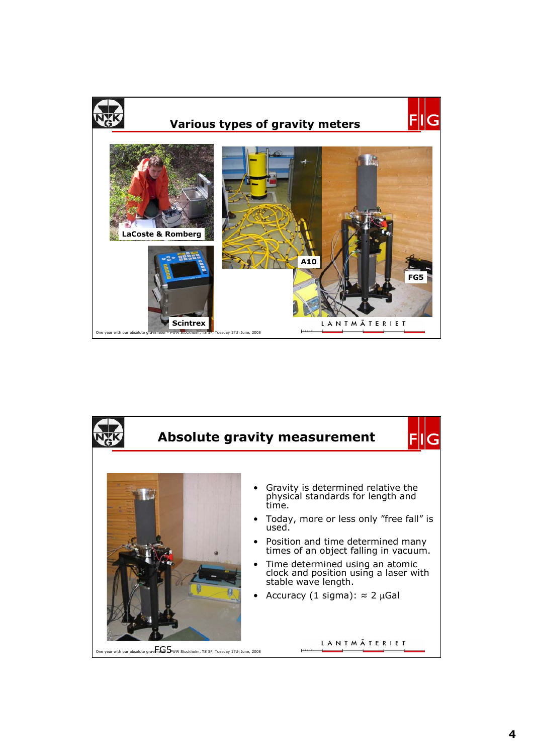## Various types of gravity meters

LaCoste & Romberg

Scintrex

A10

FG5

## Absolute gravity measurement

- Gravity is determined relative the physical standards for length and time.
- Today, more or less only "free fall" is used.
- Position and time determined many times of an object falling in vacuum.
- Time determined using an atomic clock and position using a laser with stable wave length.
- Accuracy (1 sigma): ≈ 2 µGal

FG5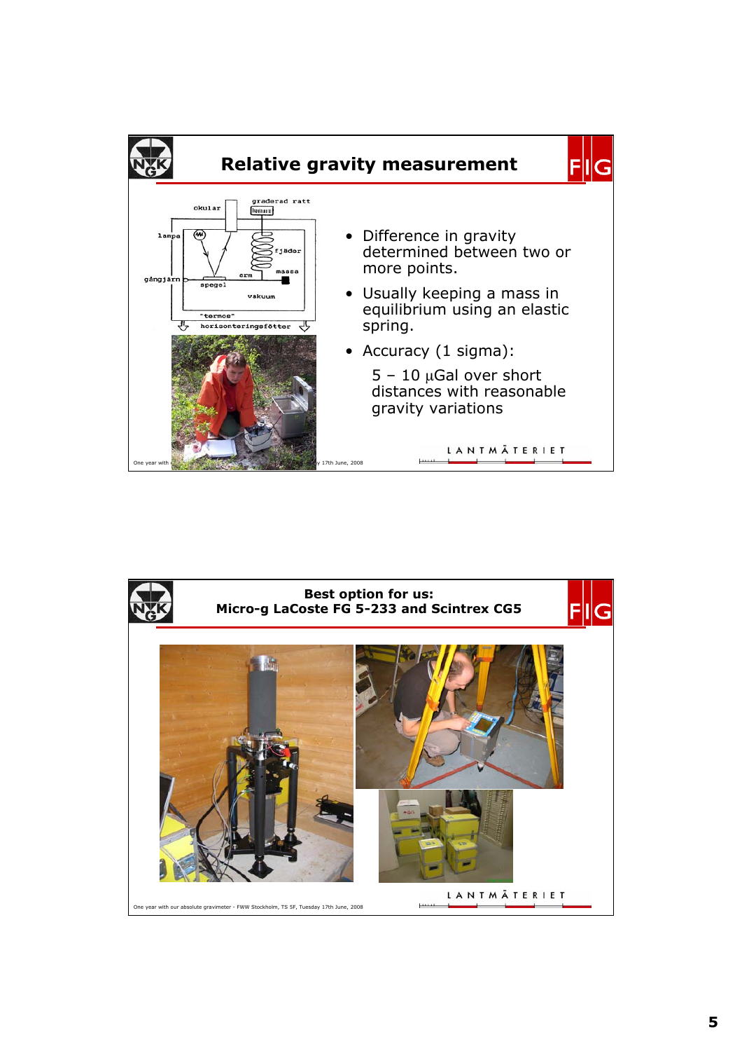## Relative gravity measurement

- Difference in gravity determined between two or more points.
- Usually keeping a mass in equilibrium using an elastic spring.
- Accuracy (1 sigma):

  5 – 10 μGal over short distances with reasonable gravity variations

## Best option for us: Micro-g LaCoste FG 5-233 and Scintrex CG5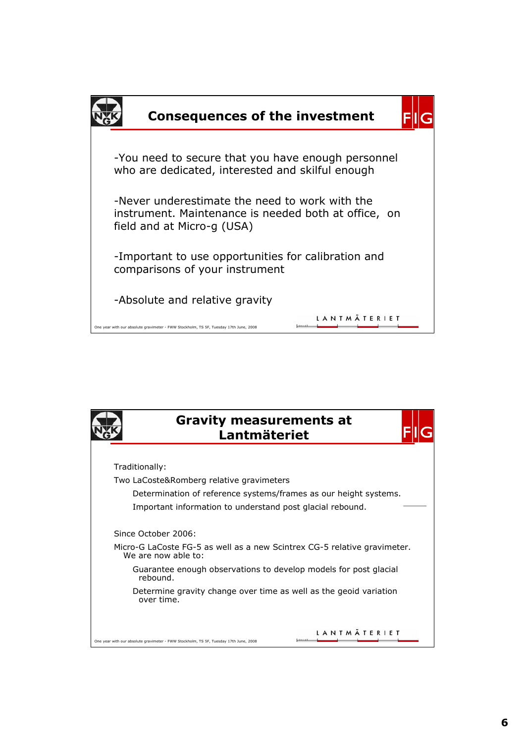## Consequences of the investment

-You need to secure that you have enough personnel who are dedicated, interested and skilful enough

-Never underestimate the need to work with the instrument. Maintenance is needed both at office, on field and at Micro-g (USA)

-Important to use opportunities for calibration and comparisons of your instrument

-Absolute and relative gravity

## Gravity measurements at Lantmäteriet

Traditionally:

Two LaCoste&Romberg relative gravimeters

- Determination of reference systems/frames as our height systems.
- Important information to understand post glacial rebound.

Since October 2006:

Micro-G LaCoste FG-5 as well as a new Scintrex CG-5 relative gravimeter. We are now able to:

- Guarantee enough observations to develop models for post glacial rebound.
- Determine gravity change over time as well as the geoid variation over time.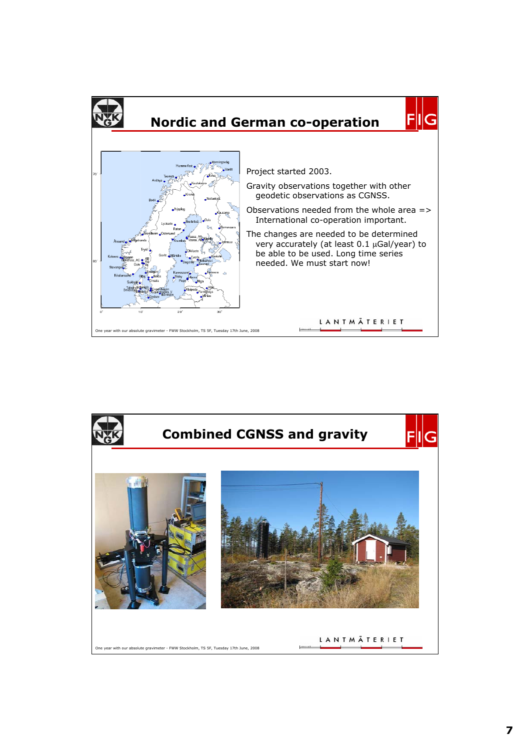## Nordic and German co-operation

Project started 2003.

Gravity observations together with other geodetic observations as CGNSS.

Observations needed from the whole area => International co-operation important.

The changes are needed to be determined very accurately (at least 0.1 µGal/year) to be able to be used. Long time series needed. We must start now!

## Combined CGNSS and gravity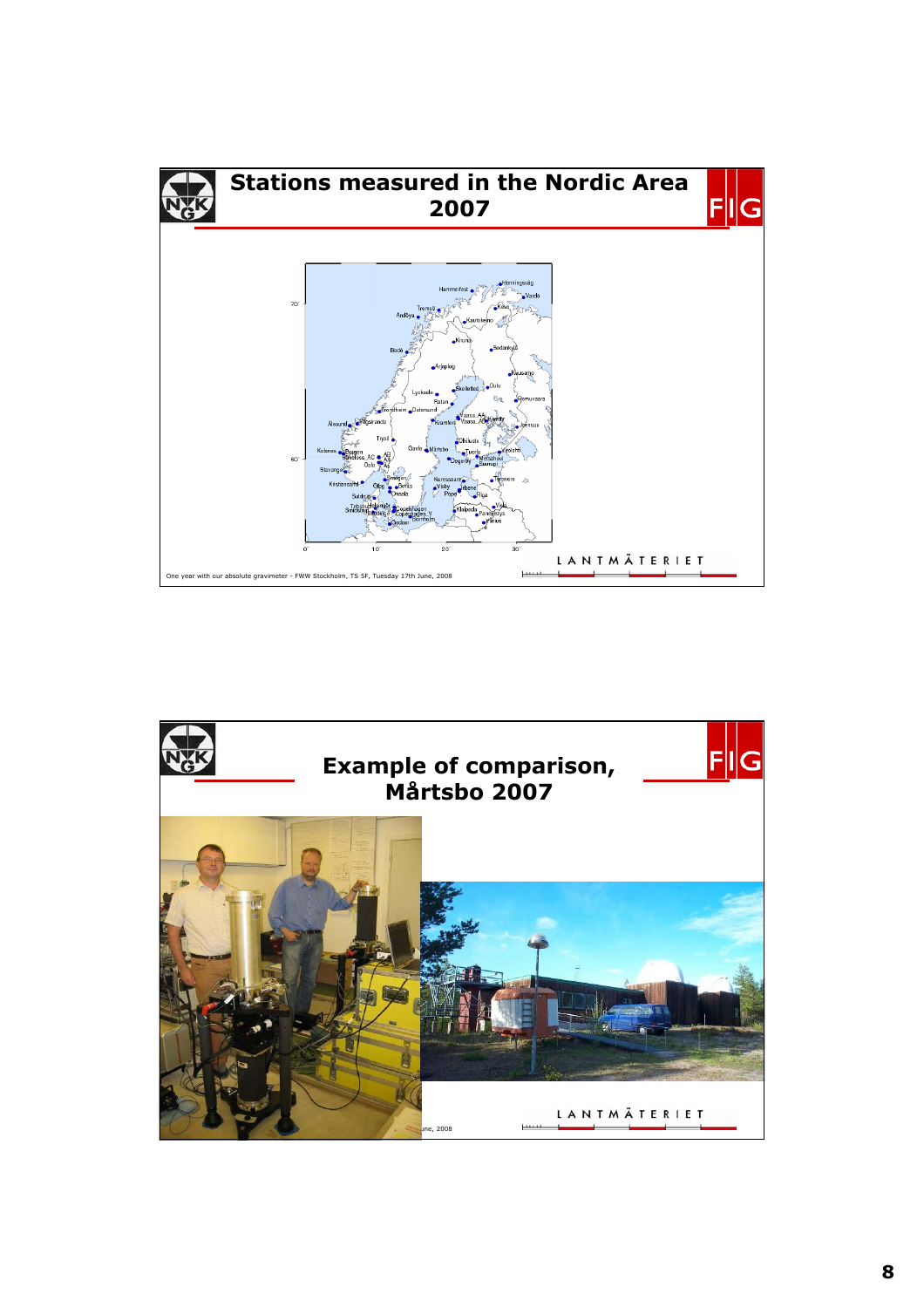## Stations measured in the Nordic Area 2007

One year with our absolute gravimeter - FWW Stockholm, TS 5F, Tuesday 17th June, 2008

LANTMÄTERIET

## Example of comparison, Mårtsbo 2007

une, 2008

LANTMÄTERIET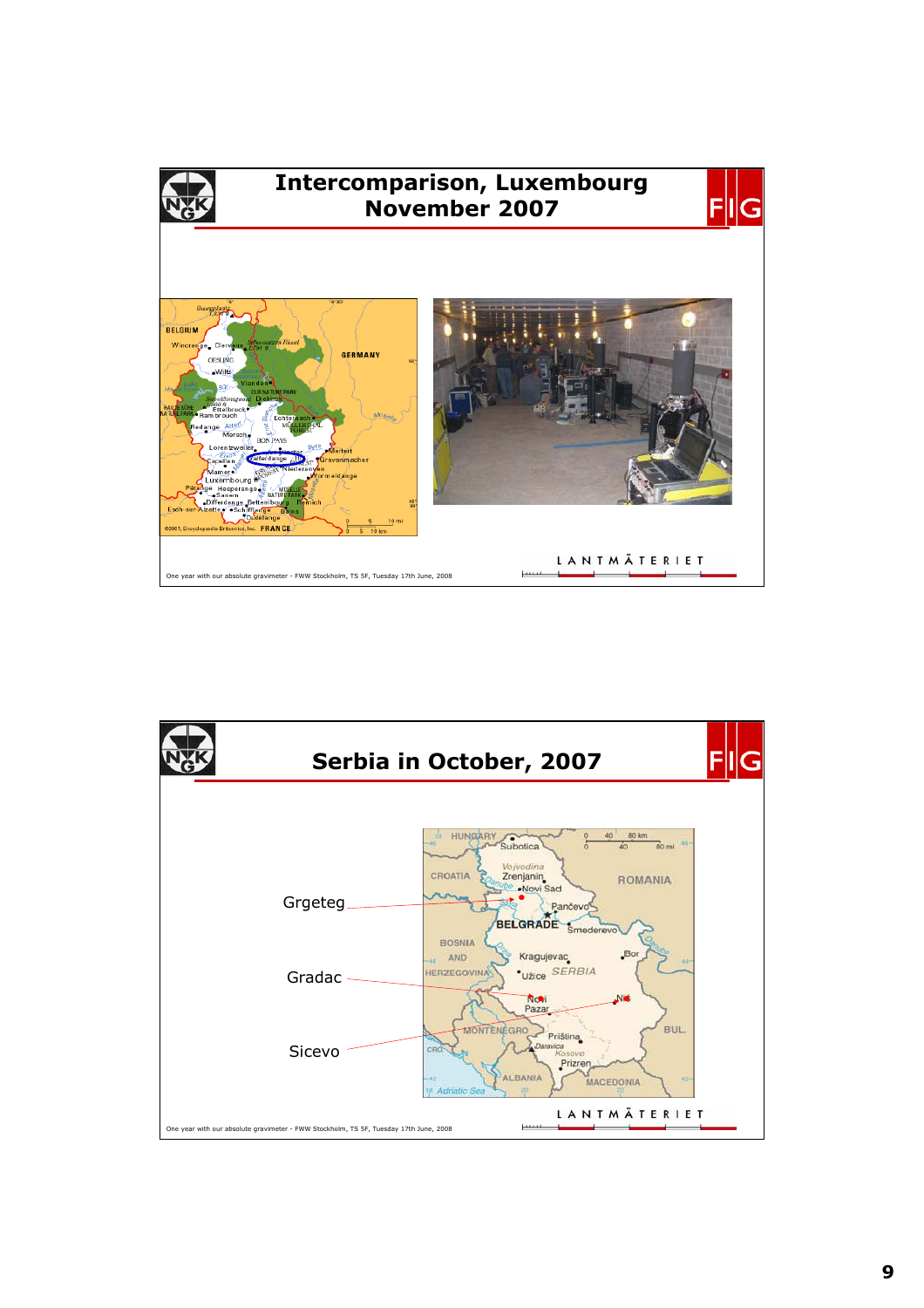## Intercomparison, Luxembourg November 2007

One year with our absolute gravimeter - FWW Stockholm, TS 5F, Tuesday 17th June, 2008

## Serbia in October, 2007

Grgeteg

Gradac

Sicevo

One year with our absolute gravimeter - FWW Stockholm, TS 5F, Tuesday 17th June, 2008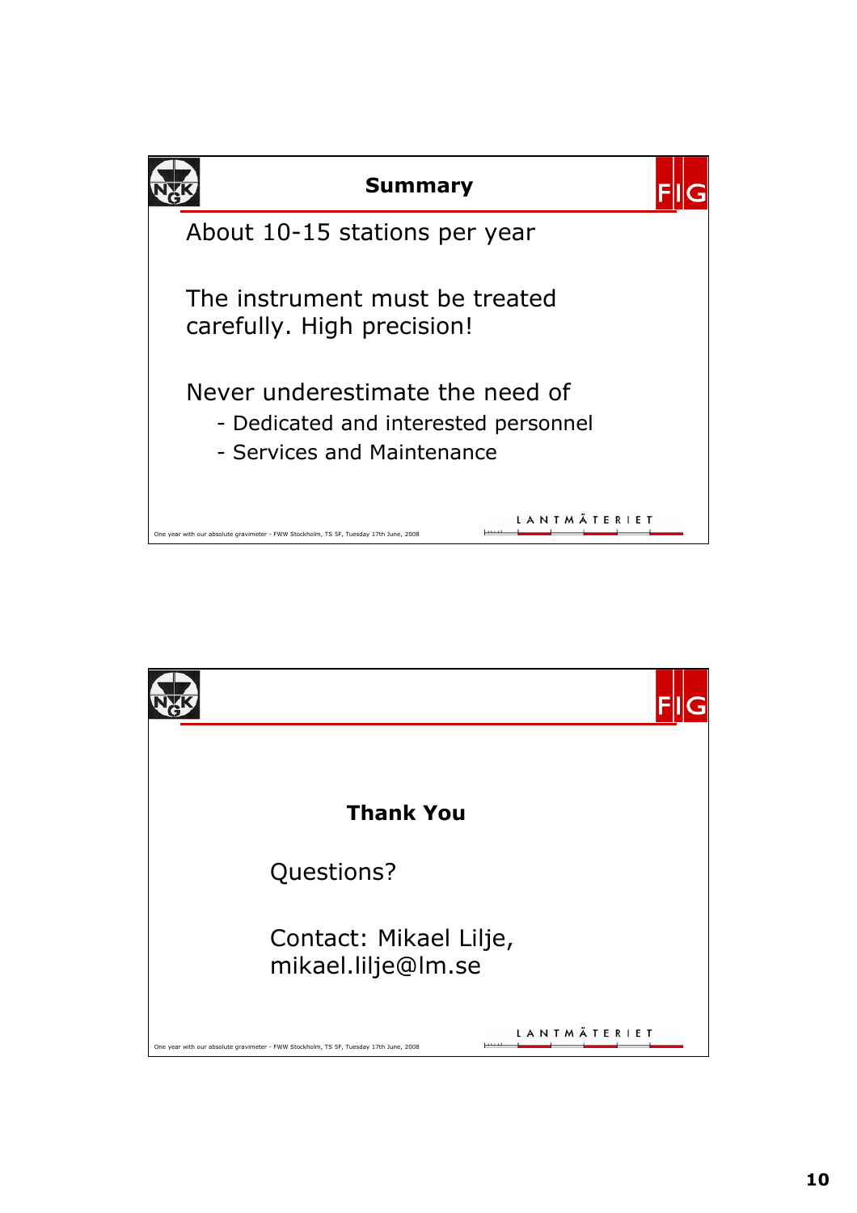## Summary

About 10-15 stations per year

The instrument must be treated carefully. High precision!

Never underestimate the need of

- Dedicated and interested personnel
- Services and Maintenance

## Thank You

Questions?

Contact: Mikael Lilje, mikael.lilje@lm.se